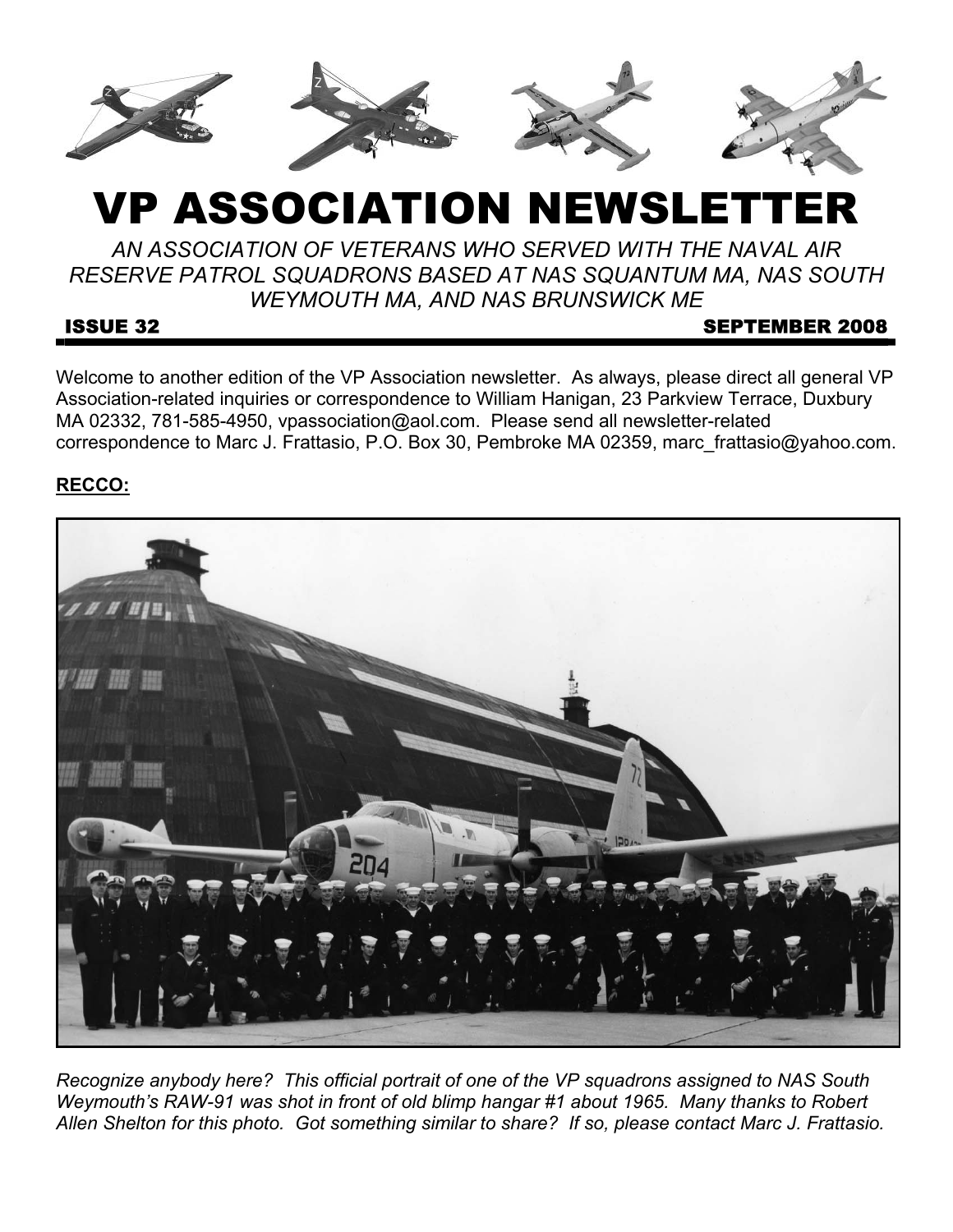# VP ASSOCIATION NEWSLETTER

*AN ASSOCIATION OF VETERANS WHO SERVED WITH THE NAVAL AIR RESERVE PATROL SQUADRONS BASED AT NAS SQUANTUM MA, NAS SOUTH WEYMOUTH MA, AND NAS BRUNSWICK ME*

**ISSUE 32** **SEPTEMBER 2008**

Welcome to another edition of the VP Association newsletter. As always, please direct all general VP Association-related inquiries or correspondence to William Hanigan, 23 Parkview Terrace, Duxbury MA 02332, 781-585-4950, vpassociation@aol.com. Please send all newsletter-related correspondence to Marc J. Frattasio, P.O. Box 30, Pembroke MA 02359, marc_frattasio@yahoo.com.

**RECCO:**

*Recognize anybody here? This official portrait of one of the VP squadrons assigned to NAS South Weymouth's RAW-91 was shot in front of old blimp hangar #1 about 1965. Many thanks to Robert Allen Shelton for this photo. Got something similar to share? If so, please contact Marc J. Frattasio.*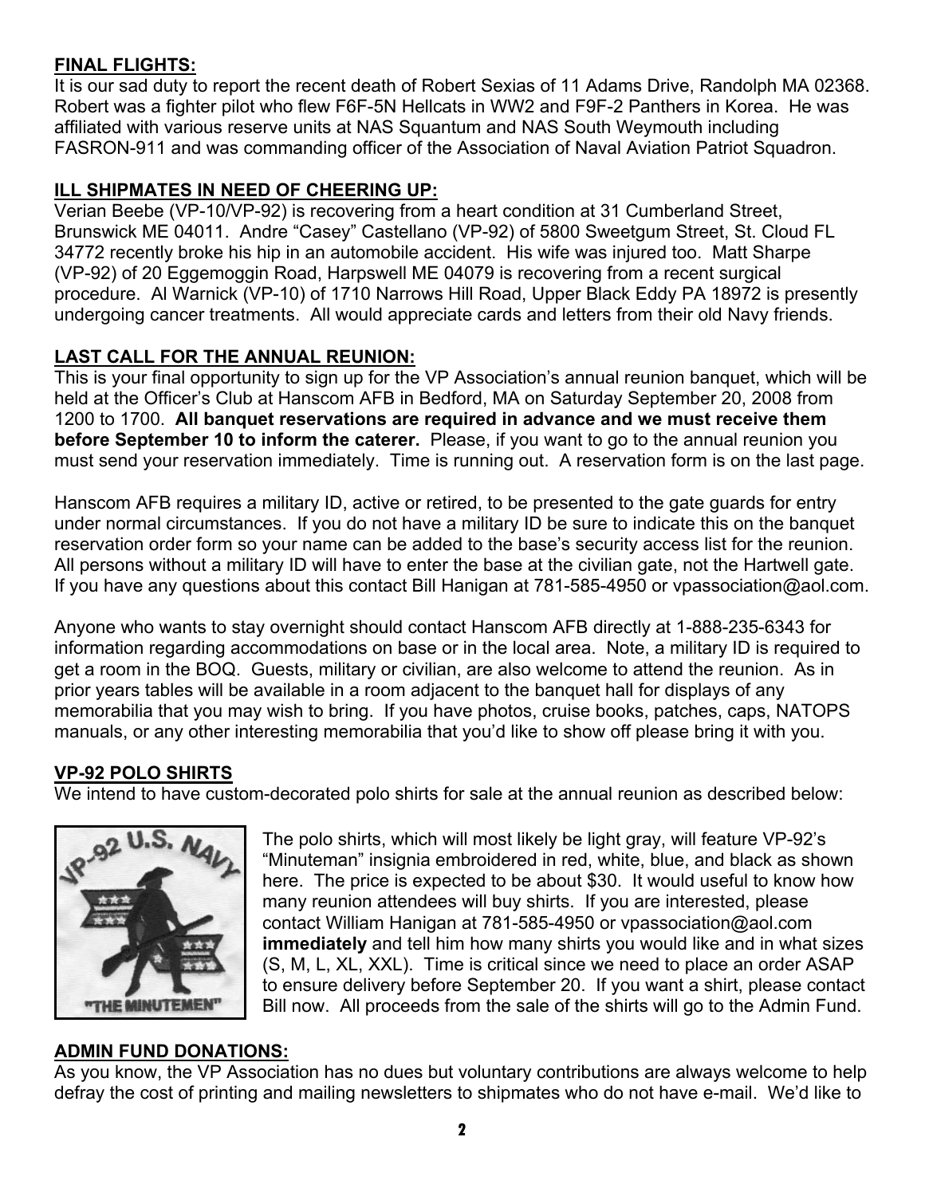**FINAL FLIGHTS:**

It is our sad duty to report the recent death of Robert Sexias of 11 Adams Drive, Randolph MA 02368. Robert was a fighter pilot who flew F6F-5N Hellcats in WW2 and F9F-2 Panthers in Korea. He was affiliated with various reserve units at NAS Squantum and NAS South Weymouth including FASRON-911 and was commanding officer of the Association of Naval Aviation Patriot Squadron.

**ILL SHIPMATES IN NEED OF CHEERING UP:**

Verian Beebe (VP-10/VP-92) is recovering from a heart condition at 31 Cumberland Street, Brunswick ME 04011. Andre "Casey" Castellano (VP-92) of 5800 Sweetgum Street, St. Cloud FL 34772 recently broke his hip in an automobile accident. His wife was injured too. Matt Sharpe (VP-92) of 20 Eggemoggin Road, Harpswell ME 04079 is recovering from a recent surgical procedure. Al Warnick (VP-10) of 1710 Narrows Hill Road, Upper Black Eddy PA 18972 is presently undergoing cancer treatments. All would appreciate cards and letters from their old Navy friends.

**LAST CALL FOR THE ANNUAL REUNION:**

This is your final opportunity to sign up for the VP Association's annual reunion banquet, which will be held at the Officer's Club at Hanscom AFB in Bedford, MA on Saturday September 20, 2008 from 1200 to 1700. **All banquet reservations are required in advance and we must receive them before September 10 to inform the caterer.** Please, if you want to go to the annual reunion you must send your reservation immediately. Time is running out. A reservation form is on the last page.

Hanscom AFB requires a military ID, active or retired, to be presented to the gate guards for entry under normal circumstances. If you do not have a military ID be sure to indicate this on the banquet reservation order form so your name can be added to the base's security access list for the reunion. All persons without a military ID will have to enter the base at the civilian gate, not the Hartwell gate. If you have any questions about this contact Bill Hanigan at 781-585-4950 or vpassociation@aol.com.

Anyone who wants to stay overnight should contact Hanscom AFB directly at 1-888-235-6343 for information regarding accommodations on base or in the local area. Note, a military ID is required to get a room in the BOQ. Guests, military or civilian, are also welcome to attend the reunion. As in prior years tables will be available in a room adjacent to the banquet hall for displays of any memorabilia that you may wish to bring. If you have photos, cruise books, patches, caps, NATOPS manuals, or any other interesting memorabilia that you'd like to show off please bring it with you.

**VP-92 POLO SHIRTS**

We intend to have custom-decorated polo shirts for sale at the annual reunion as described below:

The polo shirts, which will most likely be light gray, will feature VP-92's "Minuteman" insignia embroidered in red, white, blue, and black as shown here. The price is expected to be about $30. It would useful to know how many reunion attendees will buy shirts. If you are interested, please contact William Hanigan at 781-585-4950 or vpassociation@aol.com **immediately** and tell him how many shirts you would like and in what sizes (S, M, L, XL, XXL). Time is critical since we need to place an order ASAP to ensure delivery before September 20. If you want a shirt, please contact Bill now. All proceeds from the sale of the shirts will go to the Admin Fund.

**ADMIN FUND DONATIONS:**

As you know, the VP Association has no dues but voluntary contributions are always welcome to help defray the cost of printing and mailing newsletters to shipmates who do not have e-mail. We'd like to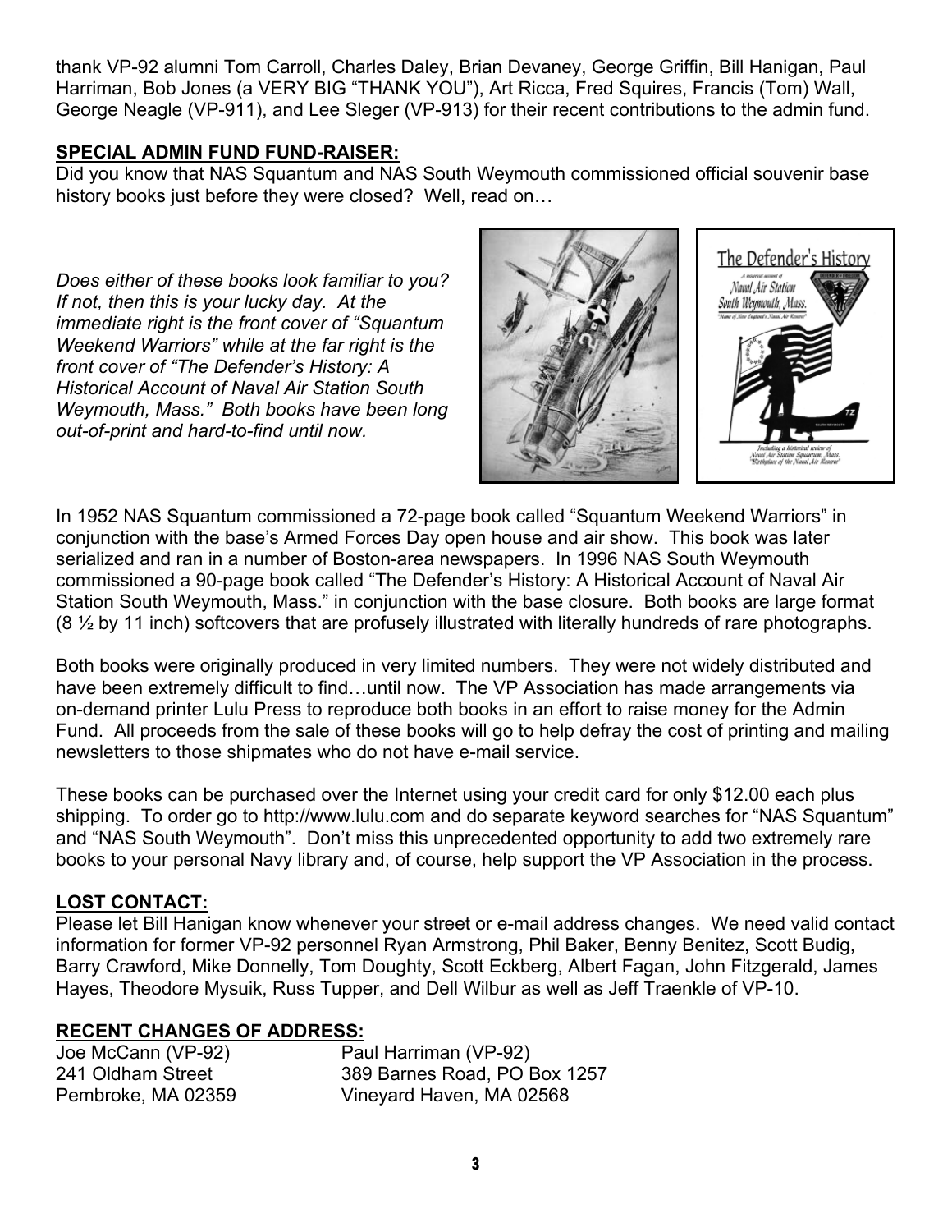thank VP-92 alumni Tom Carroll, Charles Daley, Brian Devaney, George Griffin, Bill Hanigan, Paul Harriman, Bob Jones (a VERY BIG "THANK YOU"), Art Ricca, Fred Squires, Francis (Tom) Wall, George Neagle (VP-911), and Lee Sleger (VP-913) for their recent contributions to the admin fund.

**SPECIAL ADMIN FUND FUND-RAISER:**

Did you know that NAS Squantum and NAS South Weymouth commissioned official souvenir base history books just before they were closed? Well, read on…

*Does either of these books look familiar to you? If not, then this is your lucky day. At the immediate right is the front cover of "Squantum Weekend Warriors" while at the far right is the front cover of "The Defender's History: A Historical Account of Naval Air Station South Weymouth, Mass." Both books have been long out-of-print and hard-to-find until now.*

In 1952 NAS Squantum commissioned a 72-page book called "Squantum Weekend Warriors" in conjunction with the base's Armed Forces Day open house and air show. This book was later serialized and ran in a number of Boston-area newspapers. In 1996 NAS South Weymouth commissioned a 90-page book called "The Defender's History: A Historical Account of Naval Air Station South Weymouth, Mass." in conjunction with the base closure. Both books are large format (8 ½ by 11 inch) softcovers that are profusely illustrated with literally hundreds of rare photographs.

Both books were originally produced in very limited numbers. They were not widely distributed and have been extremely difficult to find…until now. The VP Association has made arrangements via on-demand printer Lulu Press to reproduce both books in an effort to raise money for the Admin Fund. All proceeds from the sale of these books will go to help defray the cost of printing and mailing newsletters to those shipmates who do not have e-mail service.

These books can be purchased over the Internet using your credit card for only $12.00 each plus shipping. To order go to http://www.lulu.com and do separate keyword searches for "NAS Squantum" and "NAS South Weymouth". Don't miss this unprecedented opportunity to add two extremely rare books to your personal Navy library and, of course, help support the VP Association in the process.

**LOST CONTACT:**

Please let Bill Hanigan know whenever your street or e-mail address changes. We need valid contact information for former VP-92 personnel Ryan Armstrong, Phil Baker, Benny Benitez, Scott Budig, Barry Crawford, Mike Donnelly, Tom Doughty, Scott Eckberg, Albert Fagan, John Fitzgerald, James Hayes, Theodore Mysuik, Russ Tupper, and Dell Wilbur as well as Jeff Traenkle of VP-10.

**RECENT CHANGES OF ADDRESS:**

Joe McCann (VP-92)
241 Oldham Street
Pembroke, MA 02359

Paul Harriman (VP-92)
389 Barnes Road, PO Box 1257
Vineyard Haven, MA 02568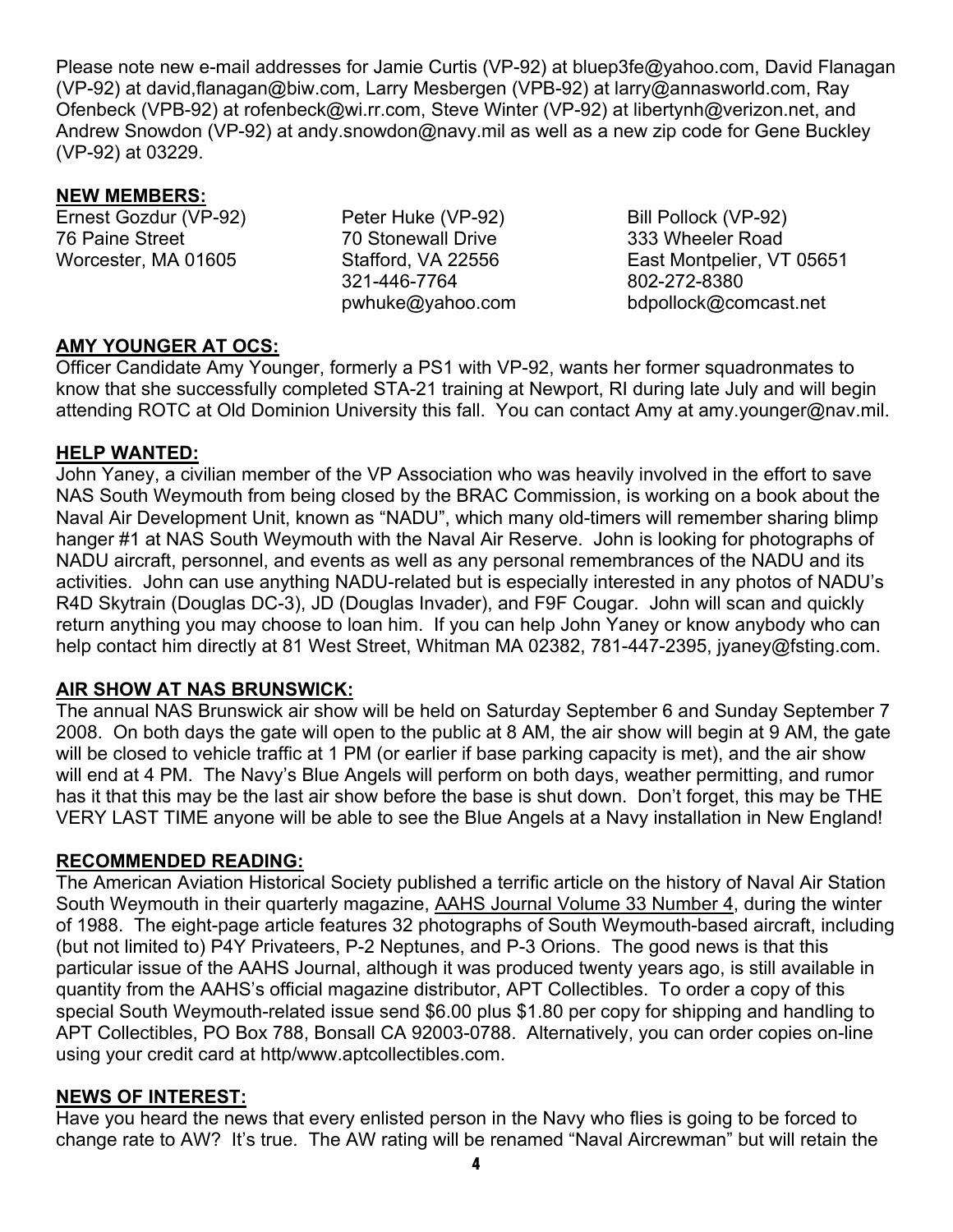Please note new e-mail addresses for Jamie Curtis (VP-92) at bluep3fe@yahoo.com, David Flanagan (VP-92) at david,flanagan@biw.com, Larry Mesbergen (VPB-92) at larry@annasworld.com, Ray Ofenbeck (VPB-92) at rofenbeck@wi.rr.com, Steve Winter (VP-92) at libertynh@verizon.net, and Andrew Snowdon (VP-92) at andy.snowdon@navy.mil as well as a new zip code for Gene Buckley (VP-92) at 03229.

**NEW MEMBERS:**

Ernest Gozdur (VP-92)
76 Paine Street
Worcester, MA 01605

Peter Huke (VP-92)
70 Stonewall Drive
Stafford, VA 22556
321-446-7764
pwhuke@yahoo.com

Bill Pollock (VP-92)
333 Wheeler Road
East Montpelier, VT 05651
802-272-8380
bdpollock@comcast.net

**AMY YOUNGER AT OCS:**

Officer Candidate Amy Younger, formerly a PS1 with VP-92, wants her former squadronmates to know that she successfully completed STA-21 training at Newport, RI during late July and will begin attending ROTC at Old Dominion University this fall. You can contact Amy at amy.younger@nav.mil.

**HELP WANTED:**

John Yaney, a civilian member of the VP Association who was heavily involved in the effort to save NAS South Weymouth from being closed by the BRAC Commission, is working on a book about the Naval Air Development Unit, known as "NADU", which many old-timers will remember sharing blimp hanger #1 at NAS South Weymouth with the Naval Air Reserve. John is looking for photographs of NADU aircraft, personnel, and events as well as any personal remembrances of the NADU and its activities. John can use anything NADU-related but is especially interested in any photos of NADU's R4D Skytrain (Douglas DC-3), JD (Douglas Invader), and F9F Cougar. John will scan and quickly return anything you may choose to loan him. If you can help John Yaney or know anybody who can help contact him directly at 81 West Street, Whitman MA 02382, 781-447-2395, jyaney@fsting.com.

**AIR SHOW AT NAS BRUNSWICK:**

The annual NAS Brunswick air show will be held on Saturday September 6 and Sunday September 7 2008. On both days the gate will open to the public at 8 AM, the air show will begin at 9 AM, the gate will be closed to vehicle traffic at 1 PM (or earlier if base parking capacity is met), and the air show will end at 4 PM. The Navy's Blue Angels will perform on both days, weather permitting, and rumor has it that this may be the last air show before the base is shut down. Don't forget, this may be THE VERY LAST TIME anyone will be able to see the Blue Angels at a Navy installation in New England!

**RECOMMENDED READING:**

The American Aviation Historical Society published a terrific article on the history of Naval Air Station South Weymouth in their quarterly magazine, AAHS Journal Volume 33 Number 4, during the winter of 1988. The eight-page article features 32 photographs of South Weymouth-based aircraft, including (but not limited to) P4Y Privateers, P-2 Neptunes, and P-3 Orions. The good news is that this particular issue of the AAHS Journal, although it was produced twenty years ago, is still available in quantity from the AAHS's official magazine distributor, APT Collectibles. To order a copy of this special South Weymouth-related issue send $6.00 plus $1.80 per copy for shipping and handling to APT Collectibles, PO Box 788, Bonsall CA 92003-0788. Alternatively, you can order copies on-line using your credit card at http/www.aptcollectibles.com.

**NEWS OF INTEREST:**

Have you heard the news that every enlisted person in the Navy who flies is going to be forced to change rate to AW? It's true. The AW rating will be renamed "Naval Aircrewman" but will retain the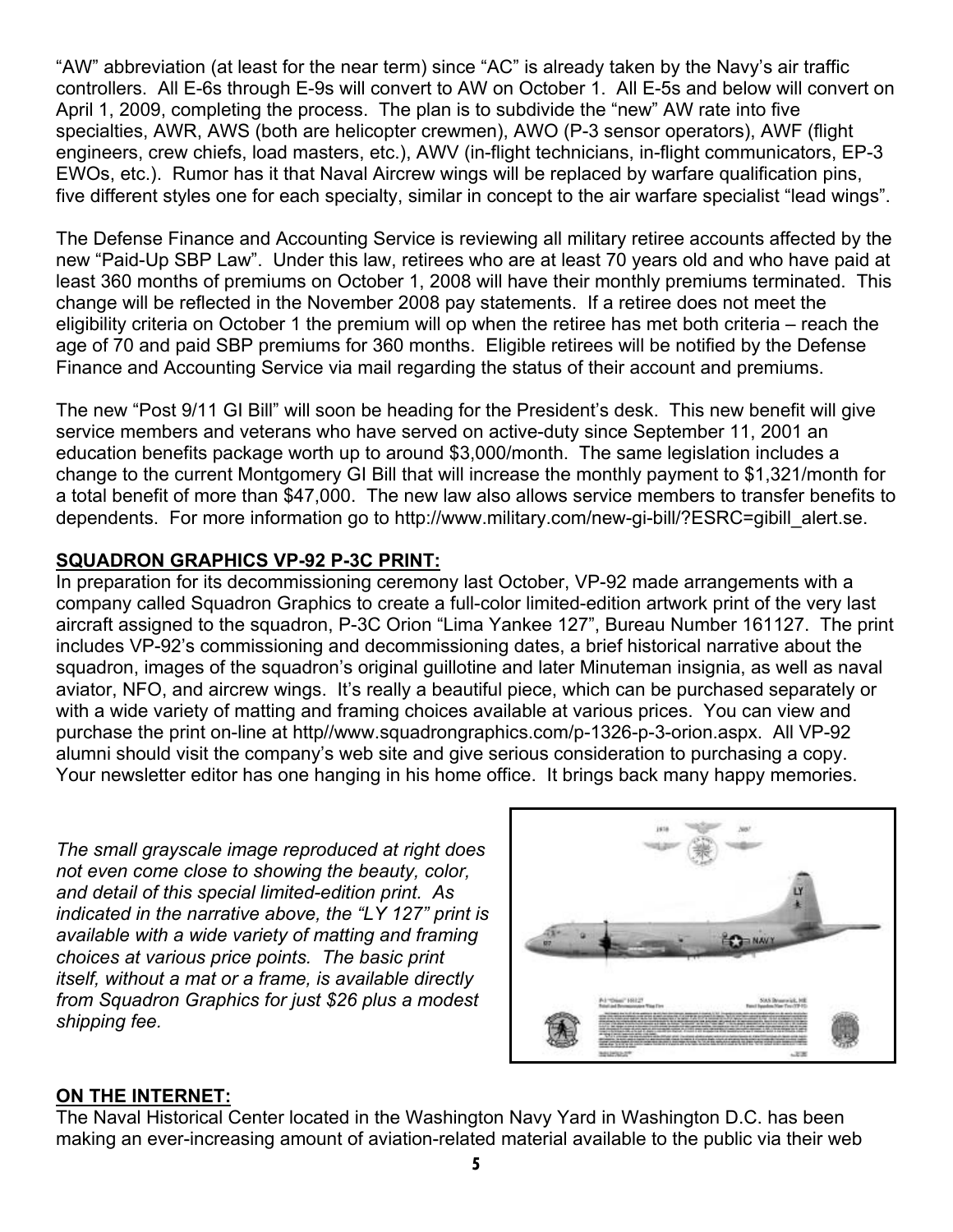"AW" abbreviation (at least for the near term) since "AC" is already taken by the Navy's air traffic controllers. All E-6s through E-9s will convert to AW on October 1. All E-5s and below will convert on April 1, 2009, completing the process. The plan is to subdivide the "new" AW rate into five specialties, AWR, AWS (both are helicopter crewmen), AWO (P-3 sensor operators), AWF (flight engineers, crew chiefs, load masters, etc.), AWV (in-flight technicians, in-flight communicators, EP-3 EWOs, etc.). Rumor has it that Naval Aircrew wings will be replaced by warfare qualification pins, five different styles one for each specialty, similar in concept to the air warfare specialist "lead wings".

The Defense Finance and Accounting Service is reviewing all military retiree accounts affected by the new "Paid-Up SBP Law". Under this law, retirees who are at least 70 years old and who have paid at least 360 months of premiums on October 1, 2008 will have their monthly premiums terminated. This change will be reflected in the November 2008 pay statements. If a retiree does not meet the eligibility criteria on October 1 the premium will op when the retiree has met both criteria – reach the age of 70 and paid SBP premiums for 360 months. Eligible retirees will be notified by the Defense Finance and Accounting Service via mail regarding the status of their account and premiums.

The new "Post 9/11 GI Bill" will soon be heading for the President's desk. This new benefit will give service members and veterans who have served on active-duty since September 11, 2001 an education benefits package worth up to around $3,000/month. The same legislation includes a change to the current Montgomery GI Bill that will increase the monthly payment to $1,321/month for a total benefit of more than $47,000. The new law also allows service members to transfer benefits to dependents. For more information go to http://www.military.com/new-gi-bill/?ESRC=gibill_alert.se.

## SQUADRON GRAPHICS VP-92 P-3C PRINT:

In preparation for its decommissioning ceremony last October, VP-92 made arrangements with a company called Squadron Graphics to create a full-color limited-edition artwork print of the very last aircraft assigned to the squadron, P-3C Orion "Lima Yankee 127", Bureau Number 161127. The print includes VP-92's commissioning and decommissioning dates, a brief historical narrative about the squadron, images of the squadron's original guillotine and later Minuteman insignia, as well as naval aviator, NFO, and aircrew wings. It's really a beautiful piece, which can be purchased separately or with a wide variety of matting and framing choices available at various prices. You can view and purchase the print on-line at http//www.squadrongraphics.com/p-1326-p-3-orion.aspx. All VP-92 alumni should visit the company's web site and give serious consideration to purchasing a copy. Your newsletter editor has one hanging in his home office. It brings back many happy memories.

*The small grayscale image reproduced at right does not even come close to showing the beauty, color, and detail of this special limited-edition print. As indicated in the narrative above, the "LY 127" print is available with a wide variety of matting and framing choices at various price points. The basic print itself, without a mat or a frame, is available directly from Squadron Graphics for just $26 plus a modest shipping fee.*

## ON THE INTERNET:

The Naval Historical Center located in the Washington Navy Yard in Washington D.C. has been making an ever-increasing amount of aviation-related material available to the public via their web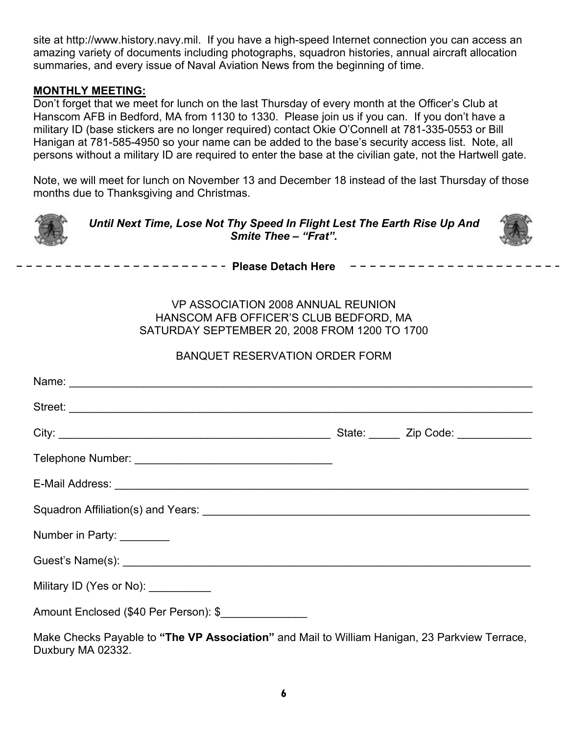site at http://www.history.navy.mil. If you have a high-speed Internet connection you can access an amazing variety of documents including photographs, squadron histories, annual aircraft allocation summaries, and every issue of Naval Aviation News from the beginning of time.

**MONTHLY MEETING:**

Don't forget that we meet for lunch on the last Thursday of every month at the Officer's Club at Hanscom AFB in Bedford, MA from 1130 to 1330. Please join us if you can. If you don't have a military ID (base stickers are no longer required) contact Okie O'Connell at 781-335-0553 or Bill Hanigan at 781-585-4950 so your name can be added to the base's security access list. Note, all persons without a military ID are required to enter the base at the civilian gate, not the Hartwell gate.

Note, we will meet for lunch on November 13 and December 18 instead of the last Thursday of those months due to Thanksgiving and Christmas.

***Until Next Time, Lose Not Thy Speed In Flight Lest The Earth Rise Up And Smite Thee – "Frat".***

\- - - - - - - - - - - - - - - - - - - - - - **Please Detach Here** - - - - - - - - - - - - - - - - - - - - - -

VP ASSOCIATION 2008 ANNUAL REUNION
HANSCOM AFB OFFICER'S CLUB BEDFORD, MA
SATURDAY SEPTEMBER 20, 2008 FROM 1200 TO 1700

BANQUET RESERVATION ORDER FORM

Name: ______________________________________________

Street: ______________________________________________

City: ______________________________ State: _____ Zip Code: ____________

Telephone Number: ________________________________

E-Mail Address: ______________________________________________

Squadron Affiliation(s) and Years: ______________________________________

Number in Party: ________

Guest's Name(s): ______________________________________________

Military ID (Yes or No): __________

Amount Enclosed ($40 Per Person): $______________

Make Checks Payable to **"The VP Association"** and Mail to William Hanigan, 23 Parkview Terrace, Duxbury MA 02332.